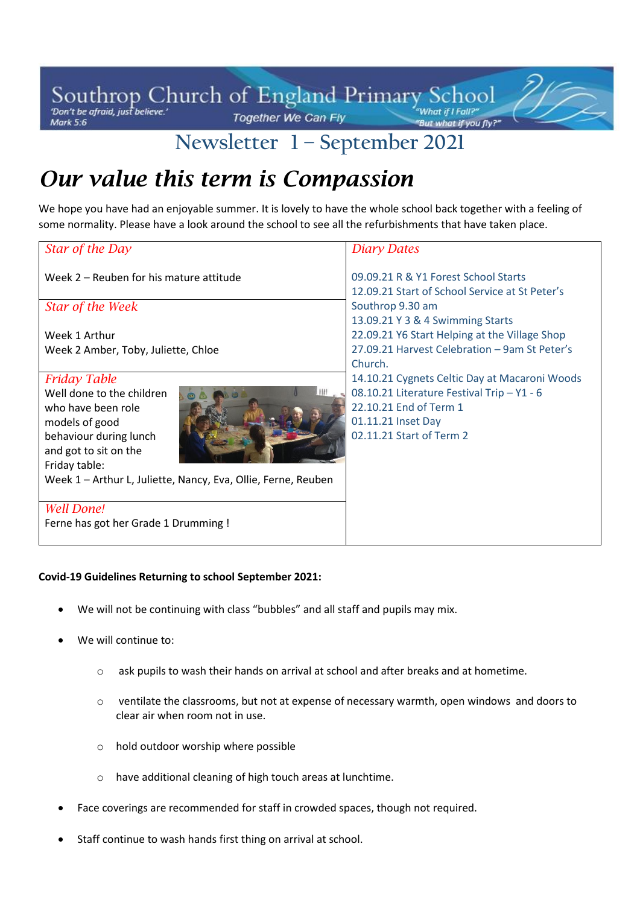# Southrop Church of England Primary School

'Don't be afraid, just believe.' Mark 5:6

Together We Can Fly

"What if I Fall?" "But what if you fly?"

## Newsletter 1 – September 2021

# *Our value this term is Compassion*

We hope you have had an enjoyable summer. It is lovely to have the whole school back together with a feeling of some normality. Please have a look around the school to see all the refurbishments that have taken place.

*Star of the Day*

Week 2 – Reuben for his mature attitude

*Star of the Week*

Week 1 Arthur
Week 2 Amber, Toby, Juliette, Chloe

*Friday Table*

Well done to the children who have been role models of good behaviour during lunch and got to sit on the Friday table:
Week 1 – Arthur L, Juliette, Nancy, Eva, Ollie, Ferne, Reuben

*Well Done!*

Ferne has got her Grade 1 Drumming !

*Diary Dates*

09.09.21 R & Y1 Forest School Starts
12.09.21 Start of School Service at St Peter's Southrop 9.30 am
13.09.21 Y 3 & 4 Swimming Starts
22.09.21 Y6 Start Helping at the Village Shop
27.09.21 Harvest Celebration – 9am St Peter's Church.
14.10.21 Cygnets Celtic Day at Macaroni Woods
08.10.21 Literature Festival Trip – Y1 - 6
22.10.21 End of Term 1
01.11.21 Inset Day
02.11.21 Start of Term 2

**Covid-19 Guidelines Returning to school September 2021:**

- We will not be continuing with class "bubbles" and all staff and pupils may mix.
- We will continue to:
  - ask pupils to wash their hands on arrival at school and after breaks and at hometime.
  - ventilate the classrooms, but not at expense of necessary warmth, open windows and doors to clear air when room not in use.
  - hold outdoor worship where possible
  - have additional cleaning of high touch areas at lunchtime.
- Face coverings are recommended for staff in crowded spaces, though not required.
- Staff continue to wash hands first thing on arrival at school.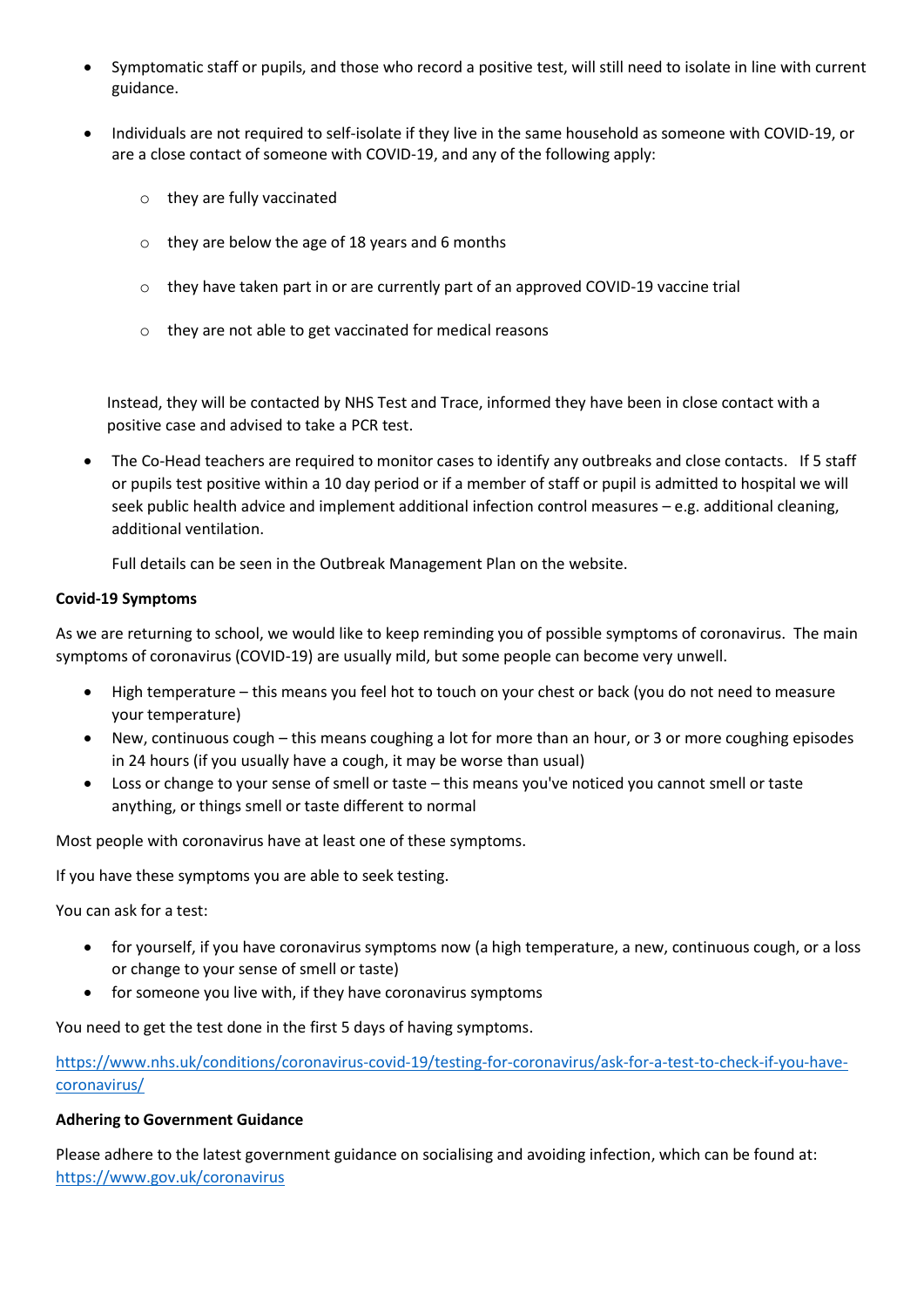- Symptomatic staff or pupils, and those who record a positive test, will still need to isolate in line with current guidance.

- Individuals are not required to self-isolate if they live in the same household as someone with COVID-19, or are a close contact of someone with COVID-19, and any of the following apply:

    - they are fully vaccinated

    - they are below the age of 18 years and 6 months

    - they have taken part in or are currently part of an approved COVID-19 vaccine trial

    - they are not able to get vaccinated for medical reasons

  Instead, they will be contacted by NHS Test and Trace, informed they have been in close contact with a positive case and advised to take a PCR test.

- The Co-Head teachers are required to monitor cases to identify any outbreaks and close contacts. If 5 staff or pupils test positive within a 10 day period or if a member of staff or pupil is admitted to hospital we will seek public health advice and implement additional infection control measures – e.g. additional cleaning, additional ventilation.

  Full details can be seen in the Outbreak Management Plan on the website.

**Covid-19 Symptoms**

As we are returning to school, we would like to keep reminding you of possible symptoms of coronavirus. The main symptoms of coronavirus (COVID-19) are usually mild, but some people can become very unwell.

- High temperature – this means you feel hot to touch on your chest or back (you do not need to measure your temperature)
- New, continuous cough – this means coughing a lot for more than an hour, or 3 or more coughing episodes in 24 hours (if you usually have a cough, it may be worse than usual)
- Loss or change to your sense of smell or taste – this means you've noticed you cannot smell or taste anything, or things smell or taste different to normal

Most people with coronavirus have at least one of these symptoms.

If you have these symptoms you are able to seek testing.

You can ask for a test:

- for yourself, if you have coronavirus symptoms now (a high temperature, a new, continuous cough, or a loss or change to your sense of smell or taste)
- for someone you live with, if they have coronavirus symptoms

You need to get the test done in the first 5 days of having symptoms.

https://www.nhs.uk/conditions/coronavirus-covid-19/testing-for-coronavirus/ask-for-a-test-to-check-if-you-have-coronavirus/

**Adhering to Government Guidance**

Please adhere to the latest government guidance on socialising and avoiding infection, which can be found at: https://www.gov.uk/coronavirus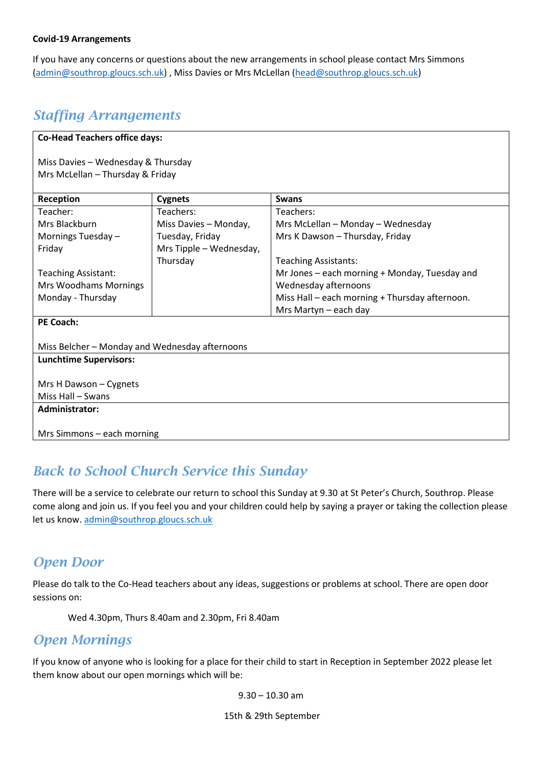**Covid-19 Arrangements**

If you have any concerns or questions about the new arrangements in school please contact Mrs Simmons (admin@southrop.gloucs.sch.uk) , Miss Davies or Mrs McLellan (head@southrop.gloucs.sch.uk)

## *Staffing Arrangements*

| **Co-Head Teachers office days:**<br><br>Miss Davies – Wednesday & Thursday<br>Mrs McLellan – Thursday & Friday | | |
|---|---|---|
| **Reception** | **Cygnets** | **Swans** |
| Teacher:<br>Mrs Blackburn<br>Mornings Tuesday – Friday<br><br>Teaching Assistant:<br>Mrs Woodhams Mornings Monday - Thursday | Teachers:<br>Miss Davies – Monday, Tuesday, Friday<br>Mrs Tipple – Wednesday, Thursday | Teachers:<br>Mrs McLellan – Monday – Wednesday<br>Mrs K Dawson – Thursday, Friday<br><br>Teaching Assistants:<br>Mr Jones – each morning + Monday, Tuesday and Wednesday afternoons<br>Miss Hall – each morning + Thursday afternoon.<br>Mrs Martyn – each day |
| **PE Coach:**<br><br>Miss Belcher – Monday and Wednesday afternoons | | |
| **Lunchtime Supervisors:**<br><br>Mrs H Dawson – Cygnets<br>Miss Hall – Swans | | |
| **Administrator:**<br><br>Mrs Simmons – each morning | | |

## *Back to School Church Service this Sunday*

There will be a service to celebrate our return to school this Sunday at 9.30 at St Peter's Church, Southrop. Please come along and join us. If you feel you and your children could help by saying a prayer or taking the collection please let us know. admin@southrop.gloucs.sch.uk

## *Open Door*

Please do talk to the Co-Head teachers about any ideas, suggestions or problems at school. There are open door sessions on:

Wed 4.30pm, Thurs 8.40am and 2.30pm, Fri 8.40am

## *Open Mornings*

If you know of anyone who is looking for a place for their child to start in Reception in September 2022 please let them know about our open mornings which will be:

9.30 – 10.30 am

15th & 29th September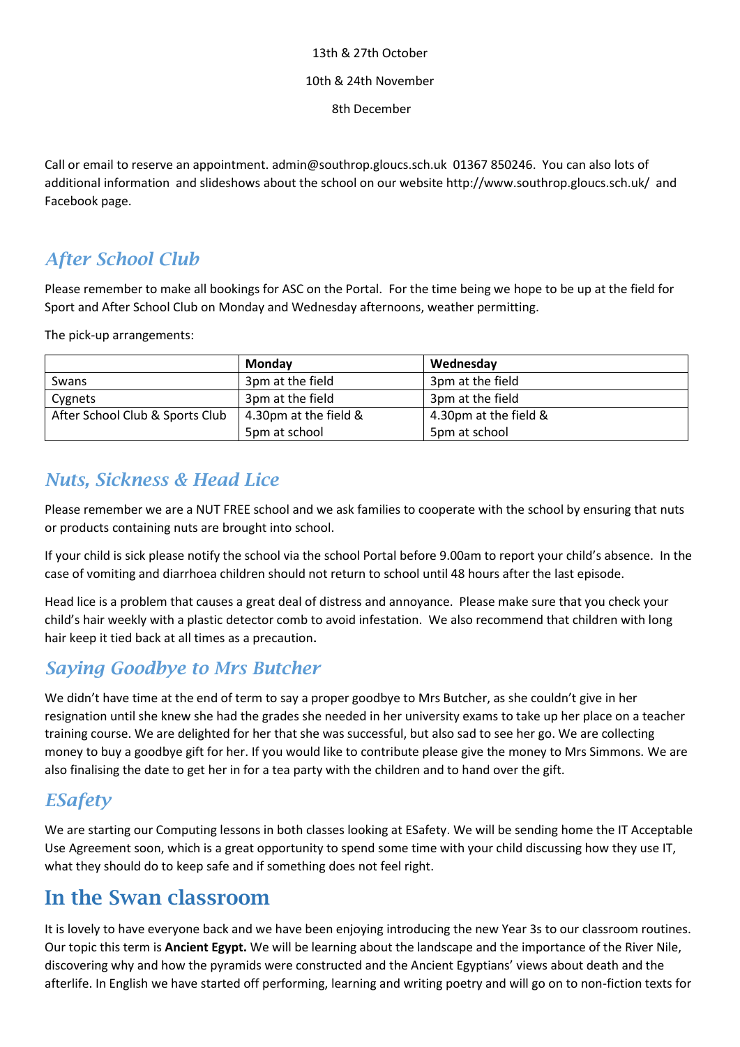13th & 27th October

10th & 24th November

8th December

Call or email to reserve an appointment. admin@southrop.gloucs.sch.uk 01367 850246. You can also lots of additional information and slideshows about the school on our website http://www.southrop.gloucs.sch.uk/ and Facebook page.

## *After School Club*

Please remember to make all bookings for ASC on the Portal. For the time being we hope to be up at the field for Sport and After School Club on Monday and Wednesday afternoons, weather permitting.

The pick-up arrangements:

| | **Monday** | **Wednesday** |
|---|---|---|
| Swans | 3pm at the field | 3pm at the field |
| Cygnets | 3pm at the field | 3pm at the field |
| After School Club & Sports Club | 4.30pm at the field & 5pm at school | 4.30pm at the field & 5pm at school |

## *Nuts, Sickness & Head Lice*

Please remember we are a NUT FREE school and we ask families to cooperate with the school by ensuring that nuts or products containing nuts are brought into school.

If your child is sick please notify the school via the school Portal before 9.00am to report your child's absence. In the case of vomiting and diarrhoea children should not return to school until 48 hours after the last episode.

Head lice is a problem that causes a great deal of distress and annoyance. Please make sure that you check your child's hair weekly with a plastic detector comb to avoid infestation. We also recommend that children with long hair keep it tied back at all times as a precaution**.**

## *Saying Goodbye to Mrs Butcher*

We didn't have time at the end of term to say a proper goodbye to Mrs Butcher, as she couldn't give in her resignation until she knew she had the grades she needed in her university exams to take up her place on a teacher training course. We are delighted for her that she was successful, but also sad to see her go. We are collecting money to buy a goodbye gift for her. If you would like to contribute please give the money to Mrs Simmons. We are also finalising the date to get her in for a tea party with the children and to hand over the gift.

## *ESafety*

We are starting our Computing lessons in both classes looking at ESafety. We will be sending home the IT Acceptable Use Agreement soon, which is a great opportunity to spend some time with your child discussing how they use IT, what they should do to keep safe and if something does not feel right.

# In the Swan classroom

It is lovely to have everyone back and we have been enjoying introducing the new Year 3s to our classroom routines. Our topic this term is **Ancient Egypt.** We will be learning about the landscape and the importance of the River Nile, discovering why and how the pyramids were constructed and the Ancient Egyptians' views about death and the afterlife. In English we have started off performing, learning and writing poetry and will go on to non-fiction texts for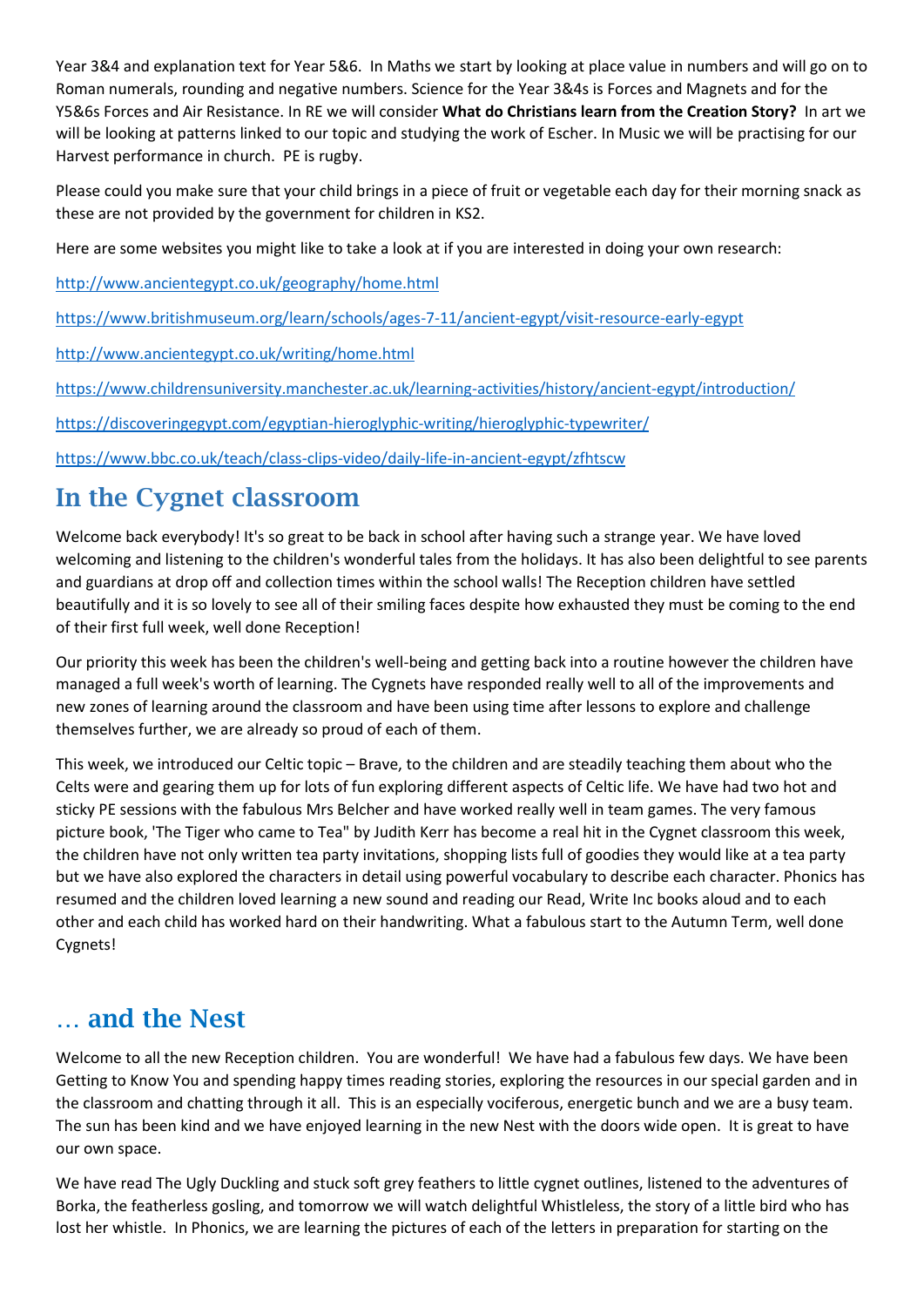Year 3&4 and explanation text for Year 5&6. In Maths we start by looking at place value in numbers and will go on to Roman numerals, rounding and negative numbers. Science for the Year 3&4s is Forces and Magnets and for the Y5&6s Forces and Air Resistance. In RE we will consider **What do Christians learn from the Creation Story?** In art we will be looking at patterns linked to our topic and studying the work of Escher. In Music we will be practising for our Harvest performance in church. PE is rugby.

Please could you make sure that your child brings in a piece of fruit or vegetable each day for their morning snack as these are not provided by the government for children in KS2.

Here are some websites you might like to take a look at if you are interested in doing your own research:

http://www.ancientegypt.co.uk/geography/home.html

https://www.britishmuseum.org/learn/schools/ages-7-11/ancient-egypt/visit-resource-early-egypt

http://www.ancientegypt.co.uk/writing/home.html

https://www.childrensuniversity.manchester.ac.uk/learning-activities/history/ancient-egypt/introduction/

https://discoveringegypt.com/egyptian-hieroglyphic-writing/hieroglyphic-typewriter/

https://www.bbc.co.uk/teach/class-clips-video/daily-life-in-ancient-egypt/zfhtscw

## In the Cygnet classroom

Welcome back everybody! It's so great to be back in school after having such a strange year. We have loved welcoming and listening to the children's wonderful tales from the holidays. It has also been delightful to see parents and guardians at drop off and collection times within the school walls! The Reception children have settled beautifully and it is so lovely to see all of their smiling faces despite how exhausted they must be coming to the end of their first full week, well done Reception!

Our priority this week has been the children's well-being and getting back into a routine however the children have managed a full week's worth of learning. The Cygnets have responded really well to all of the improvements and new zones of learning around the classroom and have been using time after lessons to explore and challenge themselves further, we are already so proud of each of them.

This week, we introduced our Celtic topic – Brave, to the children and are steadily teaching them about who the Celts were and gearing them up for lots of fun exploring different aspects of Celtic life. We have had two hot and sticky PE sessions with the fabulous Mrs Belcher and have worked really well in team games. The very famous picture book, 'The Tiger who came to Tea" by Judith Kerr has become a real hit in the Cygnet classroom this week, the children have not only written tea party invitations, shopping lists full of goodies they would like at a tea party but we have also explored the characters in detail using powerful vocabulary to describe each character. Phonics has resumed and the children loved learning a new sound and reading our Read, Write Inc books aloud and to each other and each child has worked hard on their handwriting. What a fabulous start to the Autumn Term, well done Cygnets!

## … and the Nest

Welcome to all the new Reception children. You are wonderful! We have had a fabulous few days. We have been Getting to Know You and spending happy times reading stories, exploring the resources in our special garden and in the classroom and chatting through it all. This is an especially vociferous, energetic bunch and we are a busy team. The sun has been kind and we have enjoyed learning in the new Nest with the doors wide open. It is great to have our own space.

We have read The Ugly Duckling and stuck soft grey feathers to little cygnet outlines, listened to the adventures of Borka, the featherless gosling, and tomorrow we will watch delightful Whistleless, the story of a little bird who has lost her whistle. In Phonics, we are learning the pictures of each of the letters in preparation for starting on the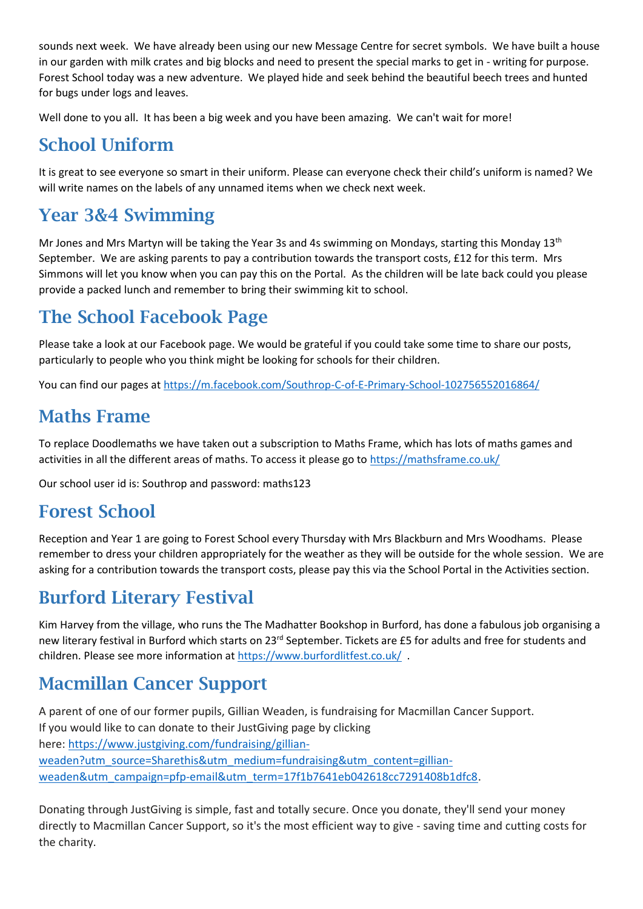sounds next week. We have already been using our new Message Centre for secret symbols. We have built a house in our garden with milk crates and big blocks and need to present the special marks to get in - writing for purpose. Forest School today was a new adventure. We played hide and seek behind the beautiful beech trees and hunted for bugs under logs and leaves.

Well done to you all. It has been a big week and you have been amazing. We can't wait for more!

## School Uniform

It is great to see everyone so smart in their uniform. Please can everyone check their child's uniform is named? We will write names on the labels of any unnamed items when we check next week.

## Year 3&4 Swimming

Mr Jones and Mrs Martyn will be taking the Year 3s and 4s swimming on Mondays, starting this Monday 13th September. We are asking parents to pay a contribution towards the transport costs, £12 for this term. Mrs Simmons will let you know when you can pay this on the Portal. As the children will be late back could you please provide a packed lunch and remember to bring their swimming kit to school.

## The School Facebook Page

Please take a look at our Facebook page. We would be grateful if you could take some time to share our posts, particularly to people who you think might be looking for schools for their children.

You can find our pages at https://m.facebook.com/Southrop-C-of-E-Primary-School-102756552016864/

## Maths Frame

To replace Doodlemaths we have taken out a subscription to Maths Frame, which has lots of maths games and activities in all the different areas of maths. To access it please go to https://mathsframe.co.uk/

Our school user id is: Southrop and password: maths123

## Forest School

Reception and Year 1 are going to Forest School every Thursday with Mrs Blackburn and Mrs Woodhams. Please remember to dress your children appropriately for the weather as they will be outside for the whole session. We are asking for a contribution towards the transport costs, please pay this via the School Portal in the Activities section.

## Burford Literary Festival

Kim Harvey from the village, who runs the The Madhatter Bookshop in Burford, has done a fabulous job organising a new literary festival in Burford which starts on 23rd September. Tickets are £5 for adults and free for students and children. Please see more information at https://www.burfordlitfest.co.uk/ .

## Macmillan Cancer Support

A parent of one of our former pupils, Gillian Weaden, is fundraising for Macmillan Cancer Support.
If you would like to can donate to their JustGiving page by clicking here: https://www.justgiving.com/fundraising/gillian-weaden?utm_source=Sharethis&utm_medium=fundraising&utm_content=gillian-weaden&utm_campaign=pfp-email&utm_term=17f1b7641eb042618cc7291408b1dfc8.

Donating through JustGiving is simple, fast and totally secure. Once you donate, they'll send your money directly to Macmillan Cancer Support, so it's the most efficient way to give - saving time and cutting costs for the charity.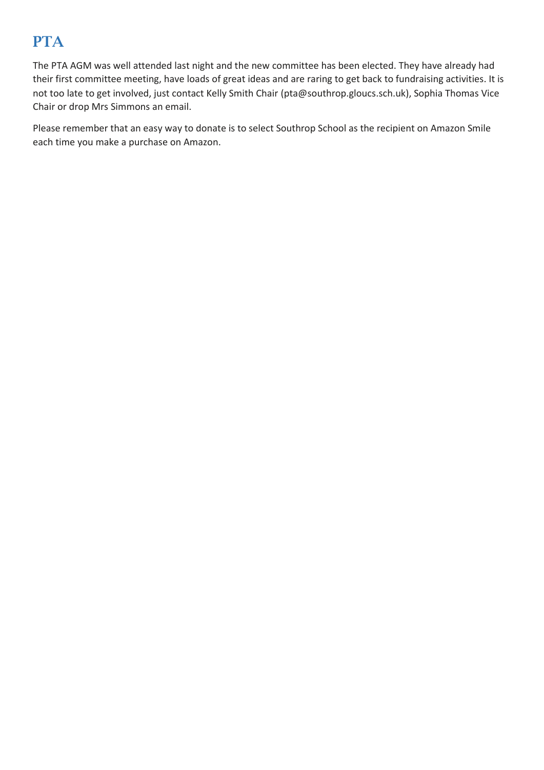## PTA

The PTA AGM was well attended last night and the new committee has been elected. They have already had their first committee meeting, have loads of great ideas and are raring to get back to fundraising activities. It is not too late to get involved, just contact Kelly Smith Chair (pta@southrop.gloucs.sch.uk), Sophia Thomas Vice Chair or drop Mrs Simmons an email.

Please remember that an easy way to donate is to select Southrop School as the recipient on Amazon Smile each time you make a purchase on Amazon.